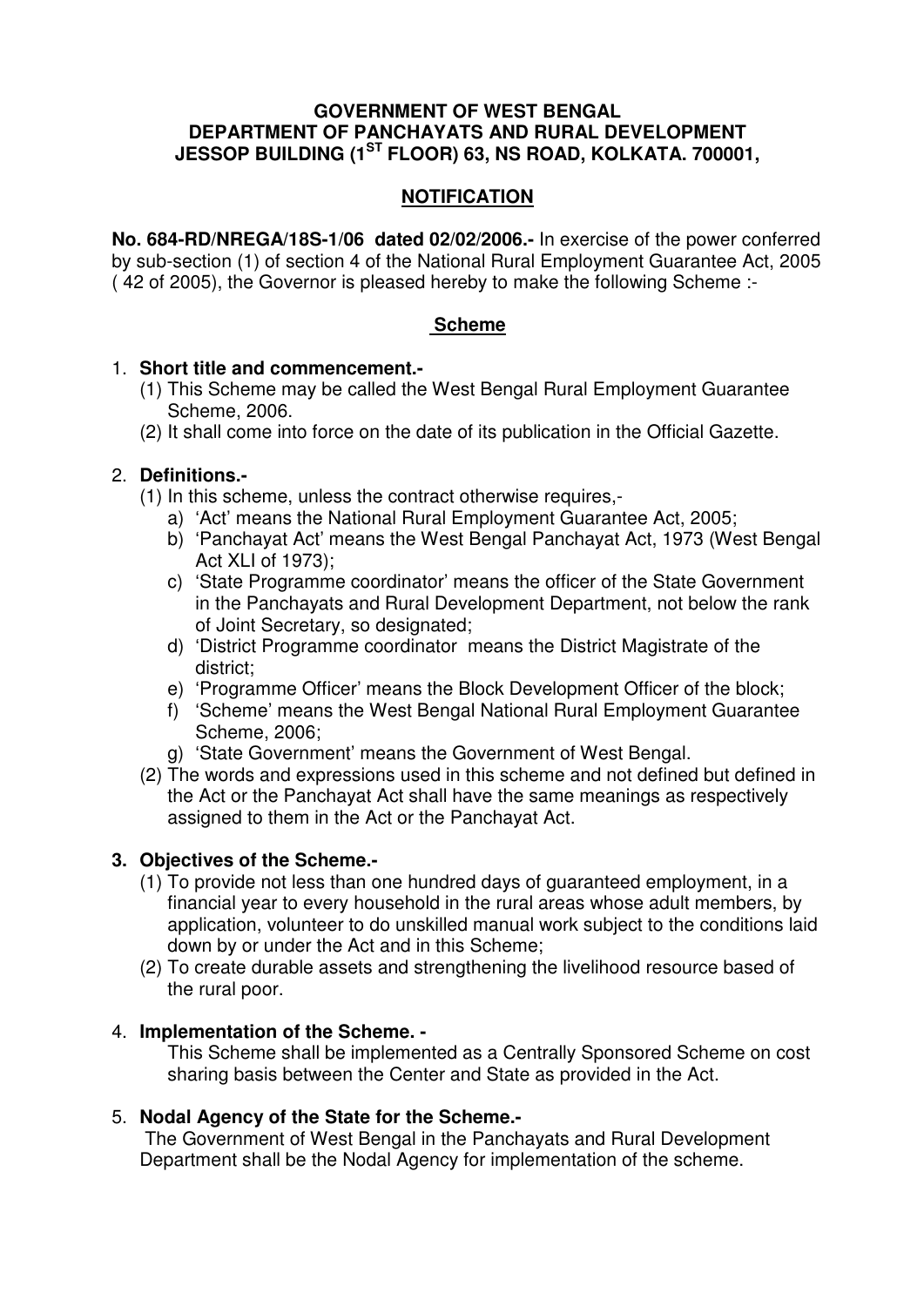**GOVERNMENT OF WEST BENGAL**
**DEPARTMENT OF PANCHAYATS AND RURAL DEVELOPMENT**
**JESSOP BUILDING (1ST FLOOR) 63, NS ROAD, KOLKATA. 700001,**

## NOTIFICATION

**No. 684-RD/NREGA/18S-1/06 dated 02/02/2006.-** In exercise of the power conferred by sub-section (1) of section 4 of the National Rural Employment Guarantee Act, 2005 ( 42 of 2005), the Governor is pleased hereby to make the following Scheme :-

## Scheme

1. **Short title and commencement.-**
   (1) This Scheme may be called the West Bengal Rural Employment Guarantee Scheme, 2006.
   (2) It shall come into force on the date of its publication in the Official Gazette.

2. **Definitions.-**
   (1) In this scheme, unless the contract otherwise requires,-
      a) 'Act' means the National Rural Employment Guarantee Act, 2005;
      b) 'Panchayat Act' means the West Bengal Panchayat Act, 1973 (West Bengal Act XLI of 1973);
      c) 'State Programme coordinator' means the officer of the State Government in the Panchayats and Rural Development Department, not below the rank of Joint Secretary, so designated;
      d) 'District Programme coordinator means the District Magistrate of the district;
      e) 'Programme Officer' means the Block Development Officer of the block;
      f) 'Scheme' means the West Bengal National Rural Employment Guarantee Scheme, 2006;
      g) 'State Government' means the Government of West Bengal.
   (2) The words and expressions used in this scheme and not defined but defined in the Act or the Panchayat Act shall have the same meanings as respectively assigned to them in the Act or the Panchayat Act.

3. **Objectives of the Scheme.-**
   (1) To provide not less than one hundred days of guaranteed employment, in a financial year to every household in the rural areas whose adult members, by application, volunteer to do unskilled manual work subject to the conditions laid down by or under the Act and in this Scheme;
   (2) To create durable assets and strengthening the livelihood resource based of the rural poor.

4. **Implementation of the Scheme. -**
   This Scheme shall be implemented as a Centrally Sponsored Scheme on cost sharing basis between the Center and State as provided in the Act.

5. **Nodal Agency of the State for the Scheme.-**
   The Government of West Bengal in the Panchayats and Rural Development Department shall be the Nodal Agency for implementation of the scheme.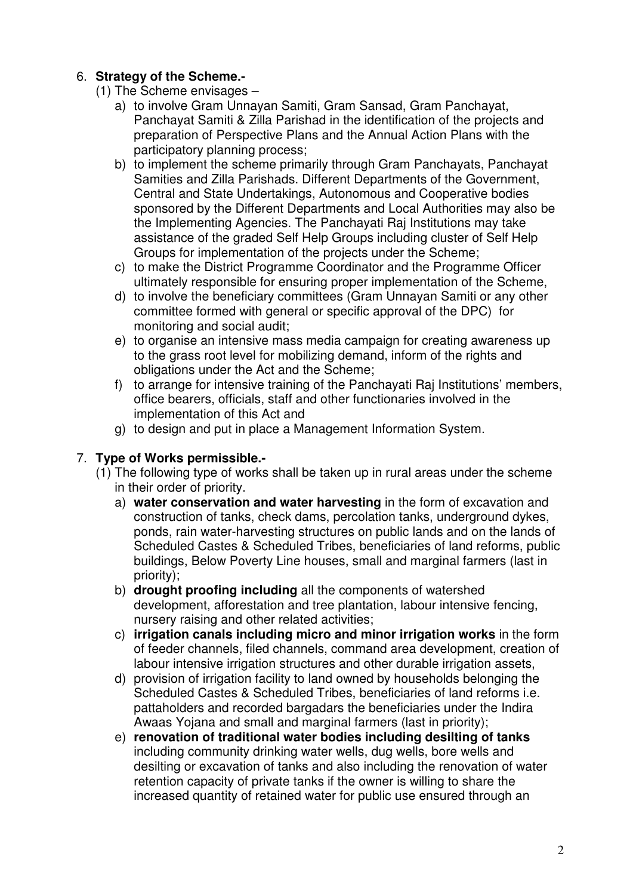6. **Strategy of the Scheme.-**

   (1) The Scheme envisages –

   a) to involve Gram Unnayan Samiti, Gram Sansad, Gram Panchayat, Panchayat Samiti & Zilla Parishad in the identification of the projects and preparation of Perspective Plans and the Annual Action Plans with the participatory planning process;

   b) to implement the scheme primarily through Gram Panchayats, Panchayat Samities and Zilla Parishads. Different Departments of the Government, Central and State Undertakings, Autonomous and Cooperative bodies sponsored by the Different Departments and Local Authorities may also be the Implementing Agencies. The Panchayati Raj Institutions may take assistance of the graded Self Help Groups including cluster of Self Help Groups for implementation of the projects under the Scheme;

   c) to make the District Programme Coordinator and the Programme Officer ultimately responsible for ensuring proper implementation of the Scheme,

   d) to involve the beneficiary committees (Gram Unnayan Samiti or any other committee formed with general or specific approval of the DPC) for monitoring and social audit;

   e) to organise an intensive mass media campaign for creating awareness up to the grass root level for mobilizing demand, inform of the rights and obligations under the Act and the Scheme;

   f) to arrange for intensive training of the Panchayati Raj Institutions' members, office bearers, officials, staff and other functionaries involved in the implementation of this Act and

   g) to design and put in place a Management Information System.

7. **Type of Works permissible.-**

   (1) The following type of works shall be taken up in rural areas under the scheme in their order of priority.

   a) **water conservation and water harvesting** in the form of excavation and construction of tanks, check dams, percolation tanks, underground dykes, ponds, rain water-harvesting structures on public lands and on the lands of Scheduled Castes & Scheduled Tribes, beneficiaries of land reforms, public buildings, Below Poverty Line houses, small and marginal farmers (last in priority);

   b) **drought proofing including** all the components of watershed development, afforestation and tree plantation, labour intensive fencing, nursery raising and other related activities;

   c) **irrigation canals including micro and minor irrigation works** in the form of feeder channels, filed channels, command area development, creation of labour intensive irrigation structures and other durable irrigation assets,

   d) provision of irrigation facility to land owned by households belonging the Scheduled Castes & Scheduled Tribes, beneficiaries of land reforms i.e. pattaholders and recorded bargadars the beneficiaries under the Indira Awaas Yojana and small and marginal farmers (last in priority);

   e) **renovation of traditional water bodies including desilting of tanks** including community drinking water wells, dug wells, bore wells and desilting or excavation of tanks and also including the renovation of water retention capacity of private tanks if the owner is willing to share the increased quantity of retained water for public use ensured through an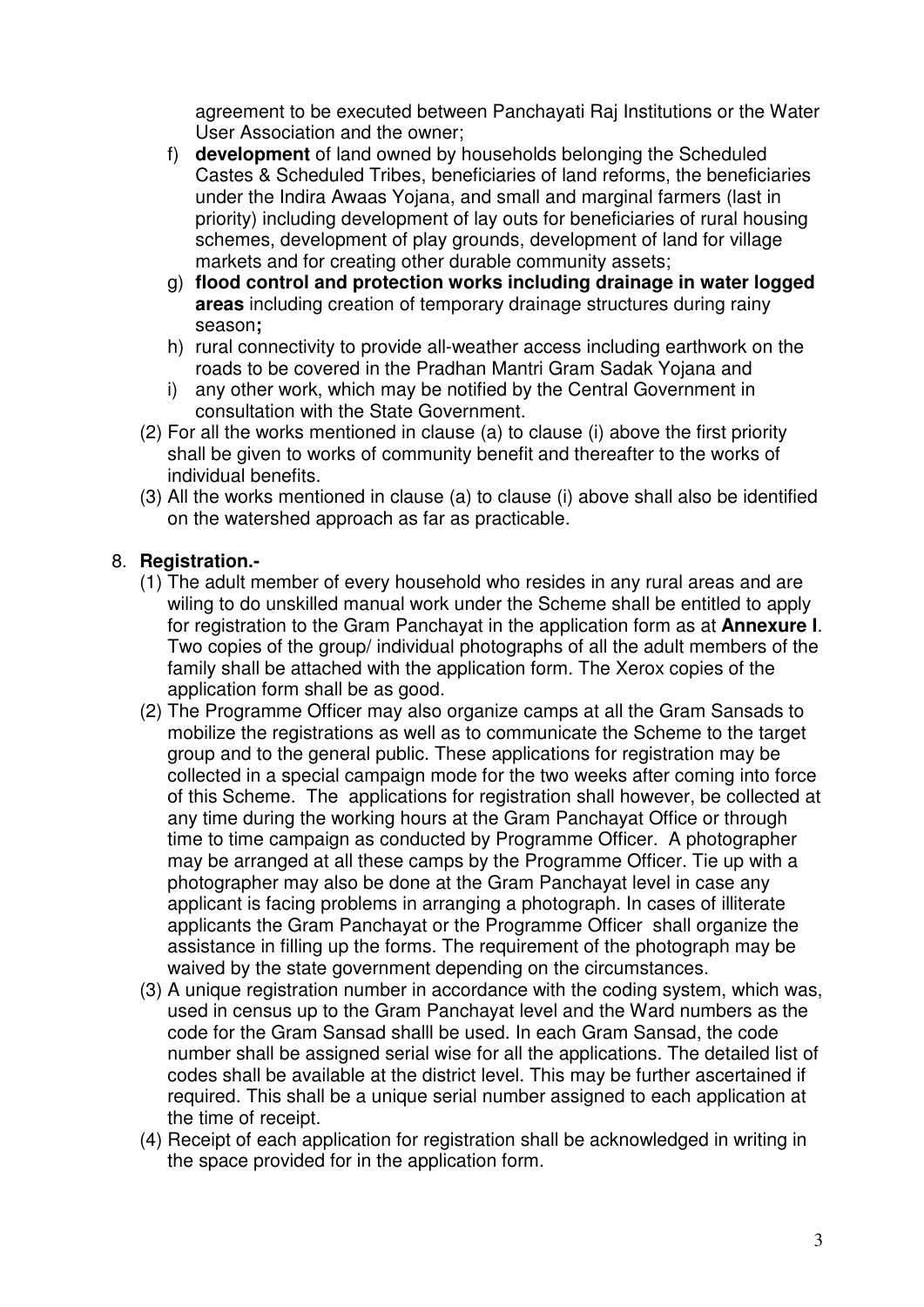agreement to be executed between Panchayati Raj Institutions or the Water User Association and the owner;

f) **development** of land owned by households belonging the Scheduled Castes & Scheduled Tribes, beneficiaries of land reforms, the beneficiaries under the Indira Awaas Yojana, and small and marginal farmers (last in priority) including development of lay outs for beneficiaries of rural housing schemes, development of play grounds, development of land for village markets and for creating other durable community assets;

g) **flood control and protection works including drainage in water logged areas** including creation of temporary drainage structures during rainy season**;**

h) rural connectivity to provide all-weather access including earthwork on the roads to be covered in the Pradhan Mantri Gram Sadak Yojana and

i) any other work, which may be notified by the Central Government in consultation with the State Government.

(2) For all the works mentioned in clause (a) to clause (i) above the first priority shall be given to works of community benefit and thereafter to the works of individual benefits.

(3) All the works mentioned in clause (a) to clause (i) above shall also be identified on the watershed approach as far as practicable.

8. **Registration.-**

(1) The adult member of every household who resides in any rural areas and are wiling to do unskilled manual work under the Scheme shall be entitled to apply for registration to the Gram Panchayat in the application form as at **Annexure I**. Two copies of the group/ individual photographs of all the adult members of the family shall be attached with the application form. The Xerox copies of the application form shall be as good.

(2) The Programme Officer may also organize camps at all the Gram Sansads to mobilize the registrations as well as to communicate the Scheme to the target group and to the general public. These applications for registration may be collected in a special campaign mode for the two weeks after coming into force of this Scheme. The applications for registration shall however, be collected at any time during the working hours at the Gram Panchayat Office or through time to time campaign as conducted by Programme Officer. A photographer may be arranged at all these camps by the Programme Officer. Tie up with a photographer may also be done at the Gram Panchayat level in case any applicant is facing problems in arranging a photograph. In cases of illiterate applicants the Gram Panchayat or the Programme Officer shall organize the assistance in filling up the forms. The requirement of the photograph may be waived by the state government depending on the circumstances.

(3) A unique registration number in accordance with the coding system, which was, used in census up to the Gram Panchayat level and the Ward numbers as the code for the Gram Sansad shalll be used. In each Gram Sansad, the code number shall be assigned serial wise for all the applications. The detailed list of codes shall be available at the district level. This may be further ascertained if required. This shall be a unique serial number assigned to each application at the time of receipt.

(4) Receipt of each application for registration shall be acknowledged in writing in the space provided for in the application form.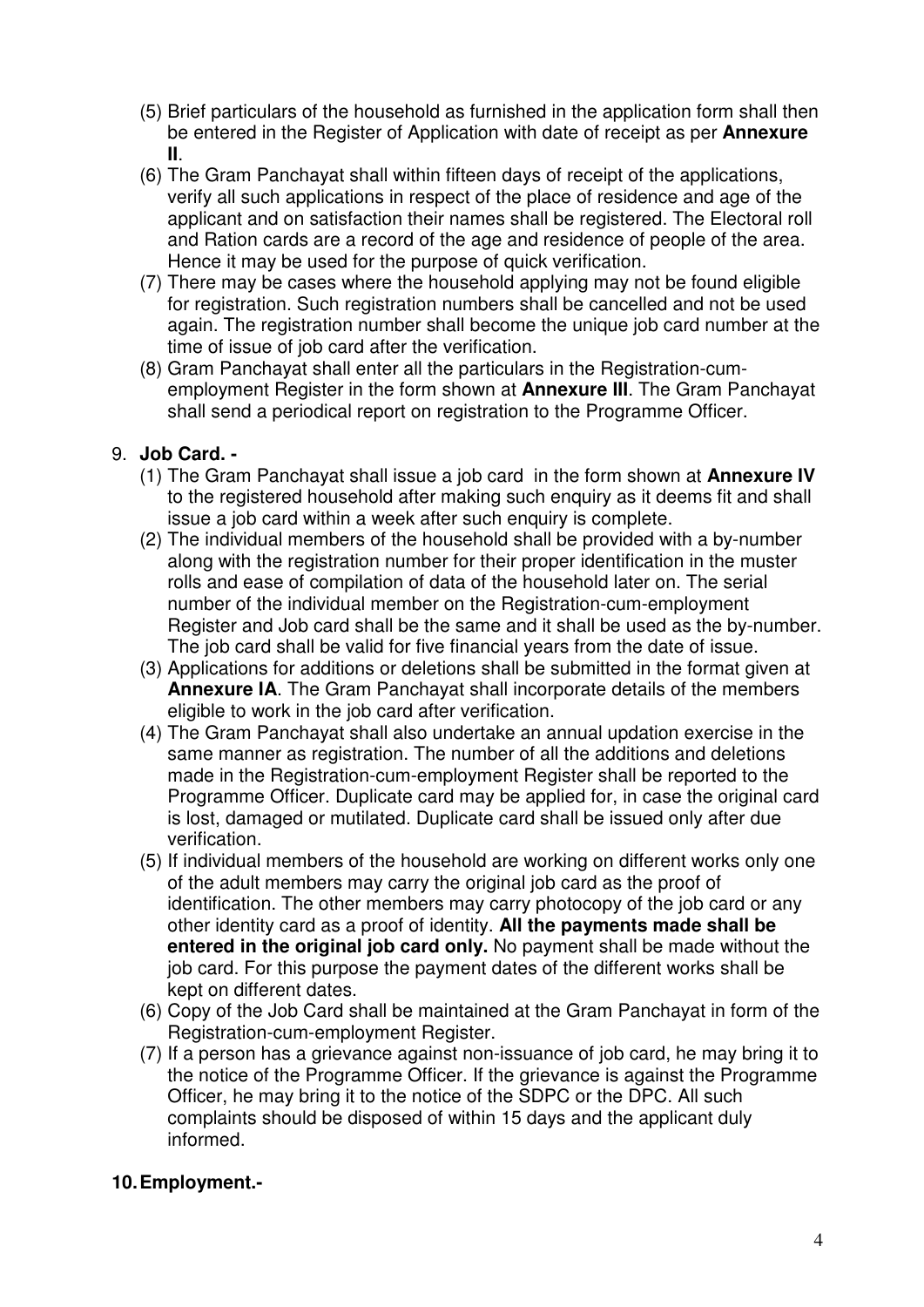(5) Brief particulars of the household as furnished in the application form shall then be entered in the Register of Application with date of receipt as per **Annexure II**.

(6) The Gram Panchayat shall within fifteen days of receipt of the applications, verify all such applications in respect of the place of residence and age of the applicant and on satisfaction their names shall be registered. The Electoral roll and Ration cards are a record of the age and residence of people of the area. Hence it may be used for the purpose of quick verification.

(7) There may be cases where the household applying may not be found eligible for registration. Such registration numbers shall be cancelled and not be used again. The registration number shall become the unique job card number at the time of issue of job card after the verification.

(8) Gram Panchayat shall enter all the particulars in the Registration-cum-employment Register in the form shown at **Annexure III**. The Gram Panchayat shall send a periodical report on registration to the Programme Officer.

9. **Job Card. -**

(1) The Gram Panchayat shall issue a job card in the form shown at **Annexure IV** to the registered household after making such enquiry as it deems fit and shall issue a job card within a week after such enquiry is complete.

(2) The individual members of the household shall be provided with a by-number along with the registration number for their proper identification in the muster rolls and ease of compilation of data of the household later on. The serial number of the individual member on the Registration-cum-employment Register and Job card shall be the same and it shall be used as the by-number. The job card shall be valid for five financial years from the date of issue.

(3) Applications for additions or deletions shall be submitted in the format given at **Annexure IA**. The Gram Panchayat shall incorporate details of the members eligible to work in the job card after verification.

(4) The Gram Panchayat shall also undertake an annual updation exercise in the same manner as registration. The number of all the additions and deletions made in the Registration-cum-employment Register shall be reported to the Programme Officer. Duplicate card may be applied for, in case the original card is lost, damaged or mutilated. Duplicate card shall be issued only after due verification.

(5) If individual members of the household are working on different works only one of the adult members may carry the original job card as the proof of identification. The other members may carry photocopy of the job card or any other identity card as a proof of identity. **All the payments made shall be entered in the original job card only.** No payment shall be made without the job card. For this purpose the payment dates of the different works shall be kept on different dates.

(6) Copy of the Job Card shall be maintained at the Gram Panchayat in form of the Registration-cum-employment Register.

(7) If a person has a grievance against non-issuance of job card, he may bring it to the notice of the Programme Officer. If the grievance is against the Programme Officer, he may bring it to the notice of the SDPC or the DPC. All such complaints should be disposed of within 15 days and the applicant duly informed.

10. **Employment.-**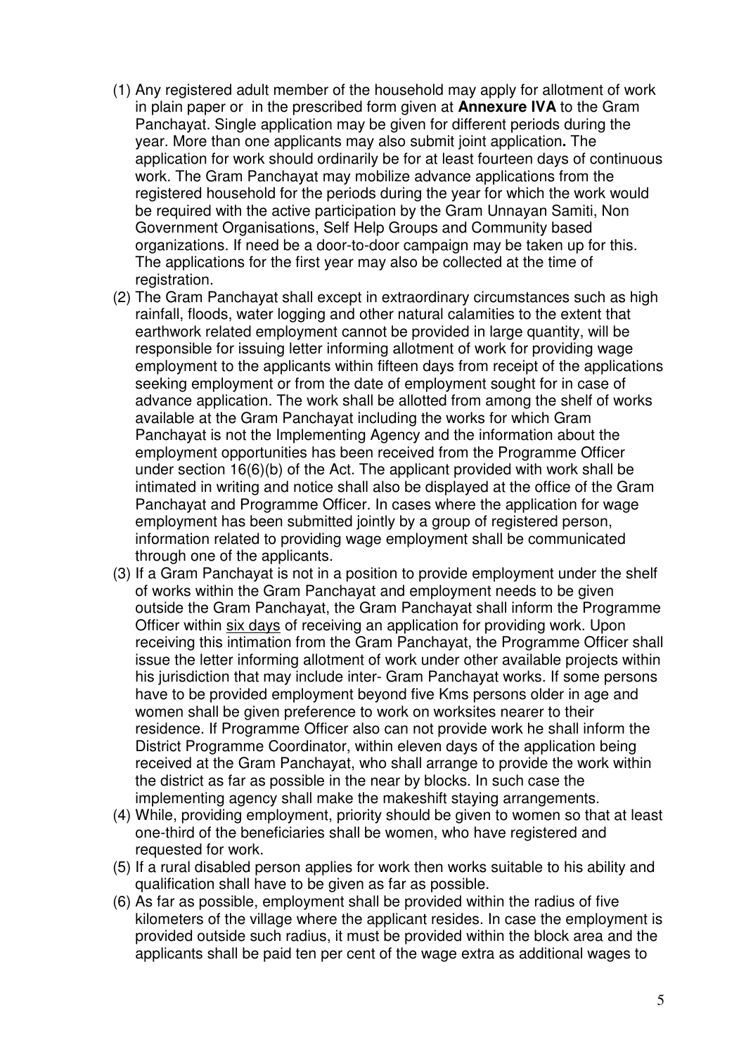(1) Any registered adult member of the household may apply for allotment of work in plain paper or in the prescribed form given at **Annexure IVA** to the Gram Panchayat. Single application may be given for different periods during the year. More than one applicants may also submit joint application**.** The application for work should ordinarily be for at least fourteen days of continuous work. The Gram Panchayat may mobilize advance applications from the registered household for the periods during the year for which the work would be required with the active participation by the Gram Unnayan Samiti, Non Government Organisations, Self Help Groups and Community based organizations. If need be a door-to-door campaign may be taken up for this. The applications for the first year may also be collected at the time of registration.

(2) The Gram Panchayat shall except in extraordinary circumstances such as high rainfall, floods, water logging and other natural calamities to the extent that earthwork related employment cannot be provided in large quantity, will be responsible for issuing letter informing allotment of work for providing wage employment to the applicants within fifteen days from receipt of the applications seeking employment or from the date of employment sought for in case of advance application. The work shall be allotted from among the shelf of works available at the Gram Panchayat including the works for which Gram Panchayat is not the Implementing Agency and the information about the employment opportunities has been received from the Programme Officer under section 16(6)(b) of the Act. The applicant provided with work shall be intimated in writing and notice shall also be displayed at the office of the Gram Panchayat and Programme Officer. In cases where the application for wage employment has been submitted jointly by a group of registered person, information related to providing wage employment shall be communicated through one of the applicants.

(3) If a Gram Panchayat is not in a position to provide employment under the shelf of works within the Gram Panchayat and employment needs to be given outside the Gram Panchayat, the Gram Panchayat shall inform the Programme Officer within six days of receiving an application for providing work. Upon receiving this intimation from the Gram Panchayat, the Programme Officer shall issue the letter informing allotment of work under other available projects within his jurisdiction that may include inter- Gram Panchayat works. If some persons have to be provided employment beyond five Kms persons older in age and women shall be given preference to work on worksites nearer to their residence. If Programme Officer also can not provide work he shall inform the District Programme Coordinator, within eleven days of the application being received at the Gram Panchayat, who shall arrange to provide the work within the district as far as possible in the near by blocks. In such case the implementing agency shall make the makeshift staying arrangements.

(4) While, providing employment, priority should be given to women so that at least one-third of the beneficiaries shall be women, who have registered and requested for work.

(5) If a rural disabled person applies for work then works suitable to his ability and qualification shall have to be given as far as possible.

(6) As far as possible, employment shall be provided within the radius of five kilometers of the village where the applicant resides. In case the employment is provided outside such radius, it must be provided within the block area and the applicants shall be paid ten per cent of the wage extra as additional wages to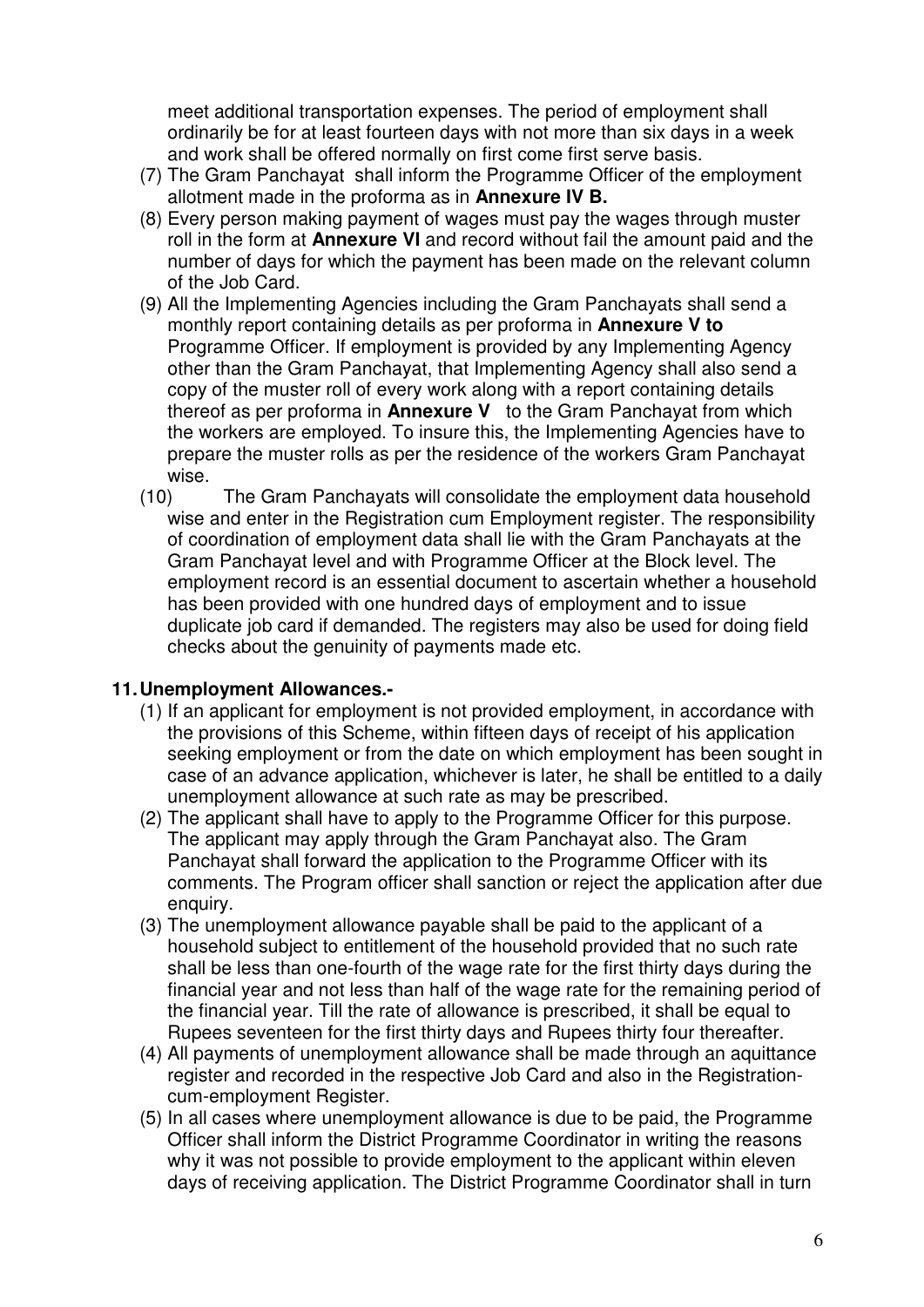meet additional transportation expenses. The period of employment shall ordinarily be for at least fourteen days with not more than six days in a week and work shall be offered normally on first come first serve basis.

(7) The Gram Panchayat shall inform the Programme Officer of the employment allotment made in the proforma as in **Annexure IV B.**

(8) Every person making payment of wages must pay the wages through muster roll in the form at **Annexure VI** and record without fail the amount paid and the number of days for which the payment has been made on the relevant column of the Job Card.

(9) All the Implementing Agencies including the Gram Panchayats shall send a monthly report containing details as per proforma in **Annexure V to** Programme Officer. If employment is provided by any Implementing Agency other than the Gram Panchayat, that Implementing Agency shall also send a copy of the muster roll of every work along with a report containing details thereof as per proforma in **Annexure V** to the Gram Panchayat from which the workers are employed. To insure this, the Implementing Agencies have to prepare the muster rolls as per the residence of the workers Gram Panchayat wise.

(10) The Gram Panchayats will consolidate the employment data household wise and enter in the Registration cum Employment register. The responsibility of coordination of employment data shall lie with the Gram Panchayats at the Gram Panchayat level and with Programme Officer at the Block level. The employment record is an essential document to ascertain whether a household has been provided with one hundred days of employment and to issue duplicate job card if demanded. The registers may also be used for doing field checks about the genuinity of payments made etc.

## 11. Unemployment Allowances.-

(1) If an applicant for employment is not provided employment, in accordance with the provisions of this Scheme, within fifteen days of receipt of his application seeking employment or from the date on which employment has been sought in case of an advance application, whichever is later, he shall be entitled to a daily unemployment allowance at such rate as may be prescribed.

(2) The applicant shall have to apply to the Programme Officer for this purpose. The applicant may apply through the Gram Panchayat also. The Gram Panchayat shall forward the application to the Programme Officer with its comments. The Program officer shall sanction or reject the application after due enquiry.

(3) The unemployment allowance payable shall be paid to the applicant of a household subject to entitlement of the household provided that no such rate shall be less than one-fourth of the wage rate for the first thirty days during the financial year and not less than half of the wage rate for the remaining period of the financial year. Till the rate of allowance is prescribed, it shall be equal to Rupees seventeen for the first thirty days and Rupees thirty four thereafter.

(4) All payments of unemployment allowance shall be made through an aquittance register and recorded in the respective Job Card and also in the Registration-cum-employment Register.

(5) In all cases where unemployment allowance is due to be paid, the Programme Officer shall inform the District Programme Coordinator in writing the reasons why it was not possible to provide employment to the applicant within eleven days of receiving application. The District Programme Coordinator shall in turn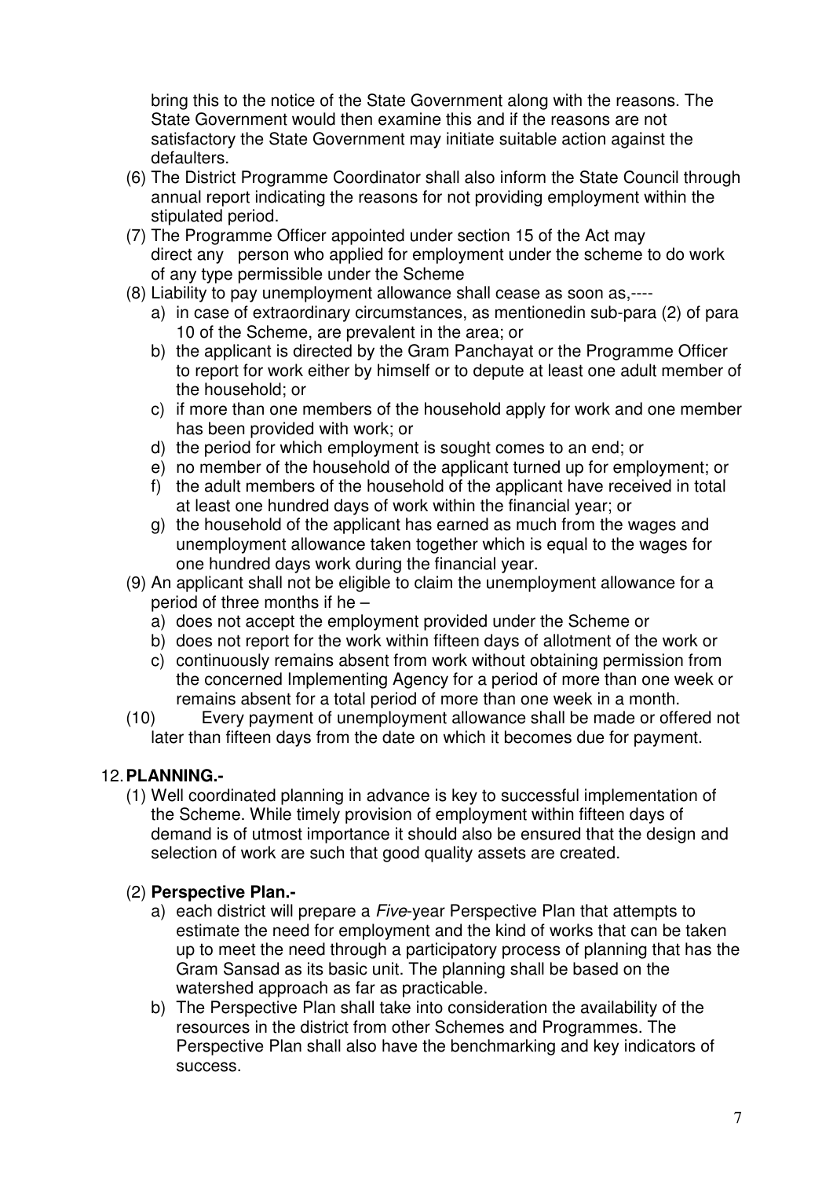bring this to the notice of the State Government along with the reasons. The State Government would then examine this and if the reasons are not satisfactory the State Government may initiate suitable action against the defaulters.

(6) The District Programme Coordinator shall also inform the State Council through annual report indicating the reasons for not providing employment within the stipulated period.

(7) The Programme Officer appointed under section 15 of the Act may direct any person who applied for employment under the scheme to do work of any type permissible under the Scheme

(8) Liability to pay unemployment allowance shall cease as soon as,----

  a) in case of extraordinary circumstances, as mentionedin sub-para (2) of para 10 of the Scheme, are prevalent in the area; or
  b) the applicant is directed by the Gram Panchayat or the Programme Officer to report for work either by himself or to depute at least one adult member of the household; or
  c) if more than one members of the household apply for work and one member has been provided with work; or
  d) the period for which employment is sought comes to an end; or
  e) no member of the household of the applicant turned up for employment; or
  f) the adult members of the household of the applicant have received in total at least one hundred days of work within the financial year; or
  g) the household of the applicant has earned as much from the wages and unemployment allowance taken together which is equal to the wages for one hundred days work during the financial year.

(9) An applicant shall not be eligible to claim the unemployment allowance for a period of three months if he –

  a) does not accept the employment provided under the Scheme or
  b) does not report for the work within fifteen days of allotment of the work or
  c) continuously remains absent from work without obtaining permission from the concerned Implementing Agency for a period of more than one week or remains absent for a total period of more than one week in a month.

(10) Every payment of unemployment allowance shall be made or offered not later than fifteen days from the date on which it becomes due for payment.

## 12. PLANNING.-

(1) Well coordinated planning in advance is key to successful implementation of the Scheme. While timely provision of employment within fifteen days of demand is of utmost importance it should also be ensured that the design and selection of work are such that good quality assets are created.

(2) **Perspective Plan.-**

  a) each district will prepare a *Five*-year Perspective Plan that attempts to estimate the need for employment and the kind of works that can be taken up to meet the need through a participatory process of planning that has the Gram Sansad as its basic unit. The planning shall be based on the watershed approach as far as practicable.
  b) The Perspective Plan shall take into consideration the availability of the resources in the district from other Schemes and Programmes. The Perspective Plan shall also have the benchmarking and key indicators of success.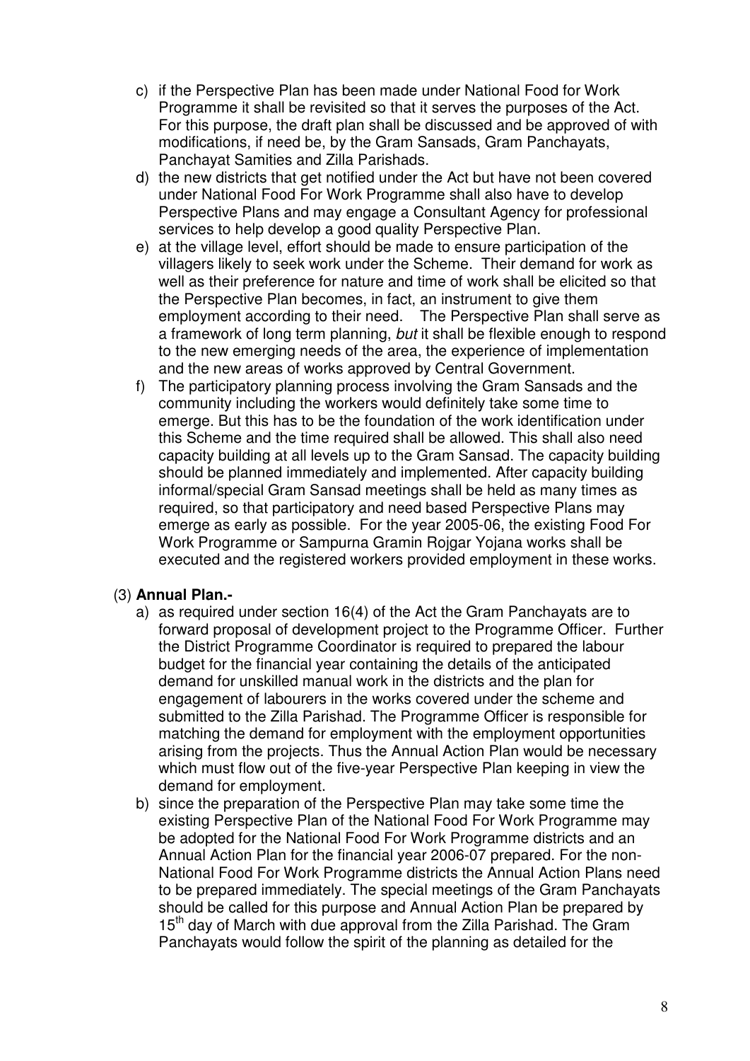c) if the Perspective Plan has been made under National Food for Work Programme it shall be revisited so that it serves the purposes of the Act. For this purpose, the draft plan shall be discussed and be approved of with modifications, if need be, by the Gram Sansads, Gram Panchayats, Panchayat Samities and Zilla Parishads.

d) the new districts that get notified under the Act but have not been covered under National Food For Work Programme shall also have to develop Perspective Plans and may engage a Consultant Agency for professional services to help develop a good quality Perspective Plan.

e) at the village level, effort should be made to ensure participation of the villagers likely to seek work under the Scheme. Their demand for work as well as their preference for nature and time of work shall be elicited so that the Perspective Plan becomes, in fact, an instrument to give them employment according to their need. The Perspective Plan shall serve as a framework of long term planning, *but* it shall be flexible enough to respond to the new emerging needs of the area, the experience of implementation and the new areas of works approved by Central Government.

f) The participatory planning process involving the Gram Sansads and the community including the workers would definitely take some time to emerge. But this has to be the foundation of the work identification under this Scheme and the time required shall be allowed. This shall also need capacity building at all levels up to the Gram Sansad. The capacity building should be planned immediately and implemented. After capacity building informal/special Gram Sansad meetings shall be held as many times as required, so that participatory and need based Perspective Plans may emerge as early as possible. For the year 2005-06, the existing Food For Work Programme or Sampurna Gramin Rojgar Yojana works shall be executed and the registered workers provided employment in these works.

(3) **Annual Plan.-**

a) as required under section 16(4) of the Act the Gram Panchayats are to forward proposal of development project to the Programme Officer. Further the District Programme Coordinator is required to prepared the labour budget for the financial year containing the details of the anticipated demand for unskilled manual work in the districts and the plan for engagement of labourers in the works covered under the scheme and submitted to the Zilla Parishad. The Programme Officer is responsible for matching the demand for employment with the employment opportunities arising from the projects. Thus the Annual Action Plan would be necessary which must flow out of the five-year Perspective Plan keeping in view the demand for employment.

b) since the preparation of the Perspective Plan may take some time the existing Perspective Plan of the National Food For Work Programme may be adopted for the National Food For Work Programme districts and an Annual Action Plan for the financial year 2006-07 prepared. For the non-National Food For Work Programme districts the Annual Action Plans need to be prepared immediately. The special meetings of the Gram Panchayats should be called for this purpose and Annual Action Plan be prepared by 15th day of March with due approval from the Zilla Parishad. The Gram Panchayats would follow the spirit of the planning as detailed for the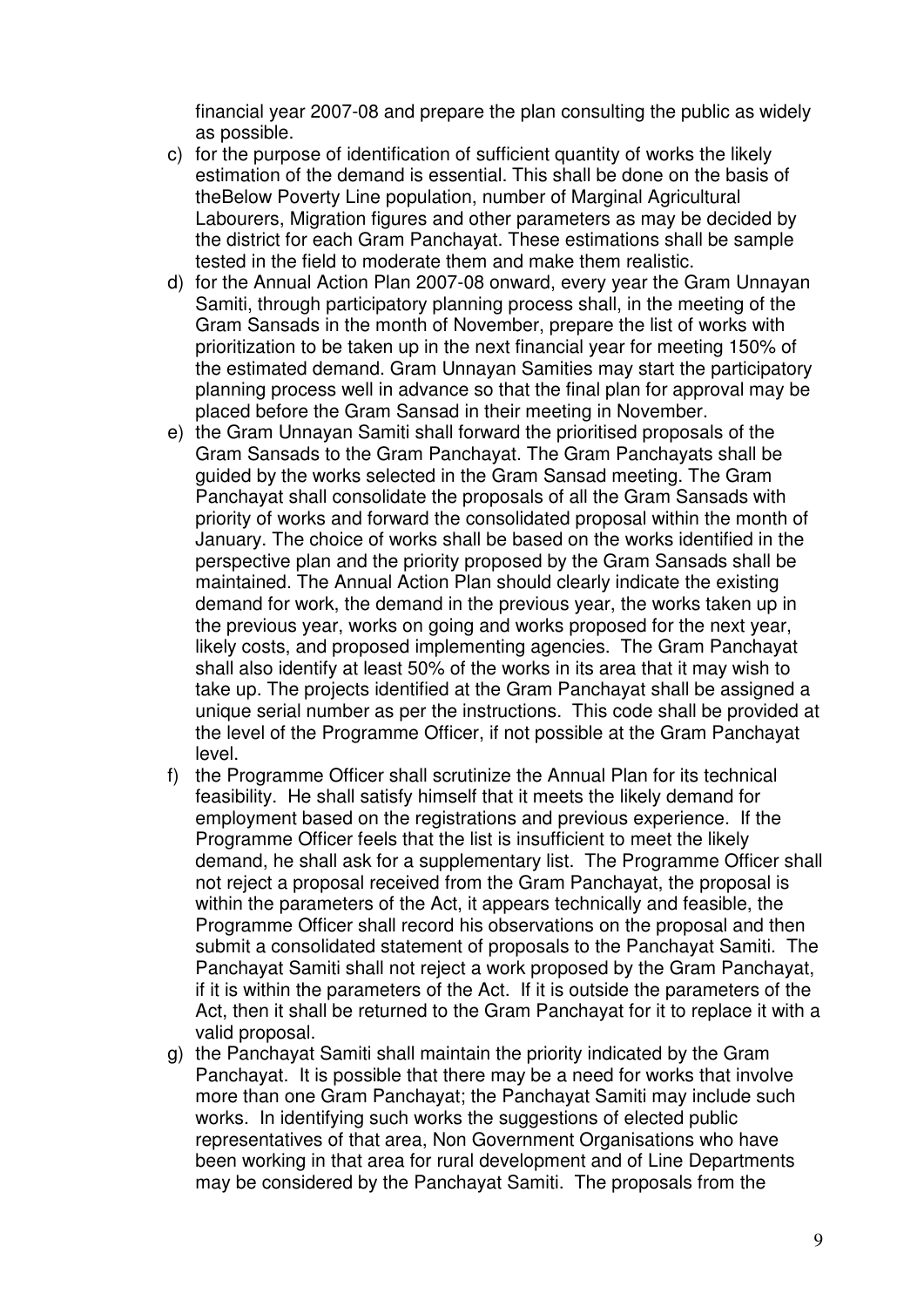financial year 2007-08 and prepare the plan consulting the public as widely as possible.

c) for the purpose of identification of sufficient quantity of works the likely estimation of the demand is essential. This shall be done on the basis of theBelow Poverty Line population, number of Marginal Agricultural Labourers, Migration figures and other parameters as may be decided by the district for each Gram Panchayat. These estimations shall be sample tested in the field to moderate them and make them realistic.

d) for the Annual Action Plan 2007-08 onward, every year the Gram Unnayan Samiti, through participatory planning process shall, in the meeting of the Gram Sansads in the month of November, prepare the list of works with prioritization to be taken up in the next financial year for meeting 150% of the estimated demand. Gram Unnayan Samities may start the participatory planning process well in advance so that the final plan for approval may be placed before the Gram Sansad in their meeting in November.

e) the Gram Unnayan Samiti shall forward the prioritised proposals of the Gram Sansads to the Gram Panchayat. The Gram Panchayats shall be guided by the works selected in the Gram Sansad meeting. The Gram Panchayat shall consolidate the proposals of all the Gram Sansads with priority of works and forward the consolidated proposal within the month of January. The choice of works shall be based on the works identified in the perspective plan and the priority proposed by the Gram Sansads shall be maintained. The Annual Action Plan should clearly indicate the existing demand for work, the demand in the previous year, the works taken up in the previous year, works on going and works proposed for the next year, likely costs, and proposed implementing agencies. The Gram Panchayat shall also identify at least 50% of the works in its area that it may wish to take up. The projects identified at the Gram Panchayat shall be assigned a unique serial number as per the instructions. This code shall be provided at the level of the Programme Officer, if not possible at the Gram Panchayat level.

f) the Programme Officer shall scrutinize the Annual Plan for its technical feasibility. He shall satisfy himself that it meets the likely demand for employment based on the registrations and previous experience. If the Programme Officer feels that the list is insufficient to meet the likely demand, he shall ask for a supplementary list. The Programme Officer shall not reject a proposal received from the Gram Panchayat, the proposal is within the parameters of the Act, it appears technically and feasible, the Programme Officer shall record his observations on the proposal and then submit a consolidated statement of proposals to the Panchayat Samiti. The Panchayat Samiti shall not reject a work proposed by the Gram Panchayat, if it is within the parameters of the Act. If it is outside the parameters of the Act, then it shall be returned to the Gram Panchayat for it to replace it with a valid proposal.

g) the Panchayat Samiti shall maintain the priority indicated by the Gram Panchayat. It is possible that there may be a need for works that involve more than one Gram Panchayat; the Panchayat Samiti may include such works. In identifying such works the suggestions of elected public representatives of that area, Non Government Organisations who have been working in that area for rural development and of Line Departments may be considered by the Panchayat Samiti. The proposals from the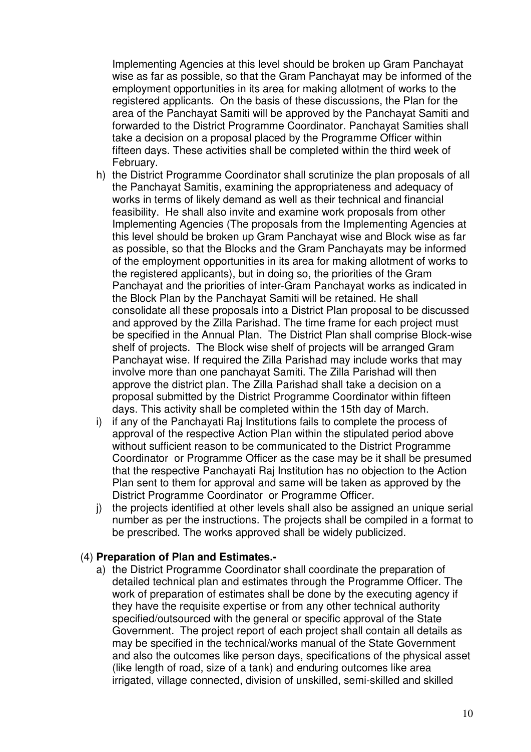Implementing Agencies at this level should be broken up Gram Panchayat wise as far as possible, so that the Gram Panchayat may be informed of the employment opportunities in its area for making allotment of works to the registered applicants. On the basis of these discussions, the Plan for the area of the Panchayat Samiti will be approved by the Panchayat Samiti and forwarded to the District Programme Coordinator. Panchayat Samities shall take a decision on a proposal placed by the Programme Officer within fifteen days. These activities shall be completed within the third week of February.

h) the District Programme Coordinator shall scrutinize the plan proposals of all the Panchayat Samitis, examining the appropriateness and adequacy of works in terms of likely demand as well as their technical and financial feasibility. He shall also invite and examine work proposals from other Implementing Agencies (The proposals from the Implementing Agencies at this level should be broken up Gram Panchayat wise and Block wise as far as possible, so that the Blocks and the Gram Panchayats may be informed of the employment opportunities in its area for making allotment of works to the registered applicants), but in doing so, the priorities of the Gram Panchayat and the priorities of inter-Gram Panchayat works as indicated in the Block Plan by the Panchayat Samiti will be retained. He shall consolidate all these proposals into a District Plan proposal to be discussed and approved by the Zilla Parishad. The time frame for each project must be specified in the Annual Plan. The District Plan shall comprise Block-wise shelf of projects. The Block wise shelf of projects will be arranged Gram Panchayat wise. If required the Zilla Parishad may include works that may involve more than one panchayat Samiti. The Zilla Parishad will then approve the district plan. The Zilla Parishad shall take a decision on a proposal submitted by the District Programme Coordinator within fifteen days. This activity shall be completed within the 15th day of March.

i) if any of the Panchayati Raj Institutions fails to complete the process of approval of the respective Action Plan within the stipulated period above without sufficient reason to be communicated to the District Programme Coordinator or Programme Officer as the case may be it shall be presumed that the respective Panchayati Raj Institution has no objection to the Action Plan sent to them for approval and same will be taken as approved by the District Programme Coordinator or Programme Officer.

j) the projects identified at other levels shall also be assigned an unique serial number as per the instructions. The projects shall be compiled in a format to be prescribed. The works approved shall be widely publicized.

(4) **Preparation of Plan and Estimates.-**

a) the District Programme Coordinator shall coordinate the preparation of detailed technical plan and estimates through the Programme Officer. The work of preparation of estimates shall be done by the executing agency if they have the requisite expertise or from any other technical authority specified/outsourced with the general or specific approval of the State Government. The project report of each project shall contain all details as may be specified in the technical/works manual of the State Government and also the outcomes like person days, specifications of the physical asset (like length of road, size of a tank) and enduring outcomes like area irrigated, village connected, division of unskilled, semi-skilled and skilled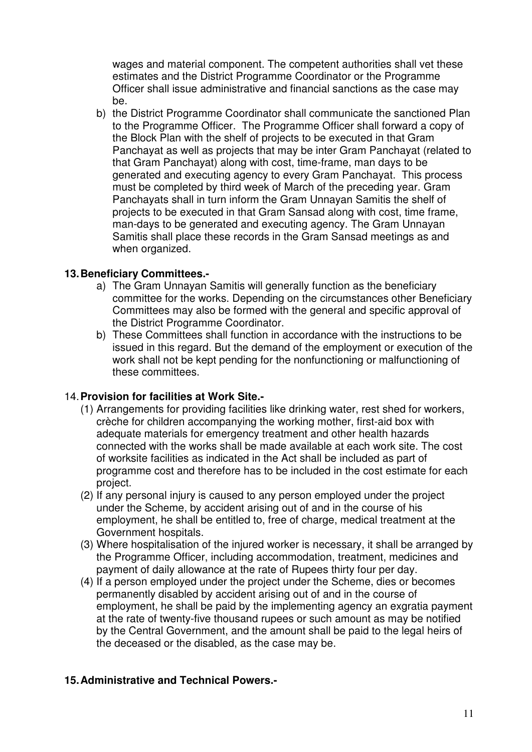wages and material component. The competent authorities shall vet these estimates and the District Programme Coordinator or the Programme Officer shall issue administrative and financial sanctions as the case may be.

b) the District Programme Coordinator shall communicate the sanctioned Plan to the Programme Officer. The Programme Officer shall forward a copy of the Block Plan with the shelf of projects to be executed in that Gram Panchayat as well as projects that may be inter Gram Panchayat (related to that Gram Panchayat) along with cost, time-frame, man days to be generated and executing agency to every Gram Panchayat. This process must be completed by third week of March of the preceding year. Gram Panchayats shall in turn inform the Gram Unnayan Samitis the shelf of projects to be executed in that Gram Sansad along with cost, time frame, man-days to be generated and executing agency. The Gram Unnayan Samitis shall place these records in the Gram Sansad meetings as and when organized.

**13. Beneficiary Committees.-**

a) The Gram Unnayan Samitis will generally function as the beneficiary committee for the works. Depending on the circumstances other Beneficiary Committees may also be formed with the general and specific approval of the District Programme Coordinator.

b) These Committees shall function in accordance with the instructions to be issued in this regard. But the demand of the employment or execution of the work shall not be kept pending for the nonfunctioning or malfunctioning of these committees.

14. **Provision for facilities at Work Site.-**

(1) Arrangements for providing facilities like drinking water, rest shed for workers, crèche for children accompanying the working mother, first-aid box with adequate materials for emergency treatment and other health hazards connected with the works shall be made available at each work site. The cost of worksite facilities as indicated in the Act shall be included as part of programme cost and therefore has to be included in the cost estimate for each project.

(2) If any personal injury is caused to any person employed under the project under the Scheme, by accident arising out of and in the course of his employment, he shall be entitled to, free of charge, medical treatment at the Government hospitals.

(3) Where hospitalisation of the injured worker is necessary, it shall be arranged by the Programme Officer, including accommodation, treatment, medicines and payment of daily allowance at the rate of Rupees thirty four per day.

(4) If a person employed under the project under the Scheme, dies or becomes permanently disabled by accident arising out of and in the course of employment, he shall be paid by the implementing agency an exgratia payment at the rate of twenty-five thousand rupees or such amount as may be notified by the Central Government, and the amount shall be paid to the legal heirs of the deceased or the disabled, as the case may be.

**15. Administrative and Technical Powers.-**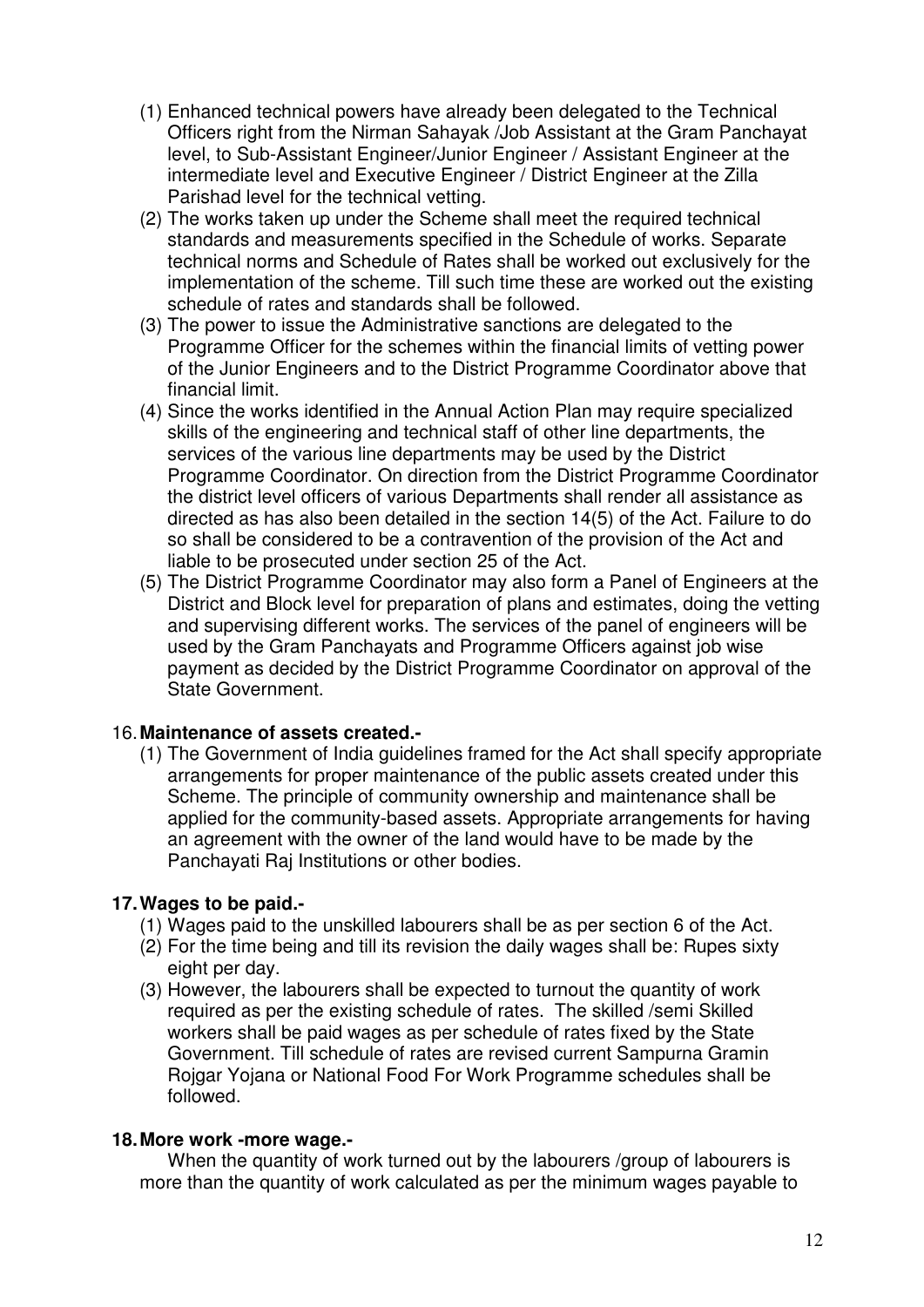(1) Enhanced technical powers have already been delegated to the Technical Officers right from the Nirman Sahayak /Job Assistant at the Gram Panchayat level, to Sub-Assistant Engineer/Junior Engineer / Assistant Engineer at the intermediate level and Executive Engineer / District Engineer at the Zilla Parishad level for the technical vetting.

(2) The works taken up under the Scheme shall meet the required technical standards and measurements specified in the Schedule of works. Separate technical norms and Schedule of Rates shall be worked out exclusively for the implementation of the scheme. Till such time these are worked out the existing schedule of rates and standards shall be followed.

(3) The power to issue the Administrative sanctions are delegated to the Programme Officer for the schemes within the financial limits of vetting power of the Junior Engineers and to the District Programme Coordinator above that financial limit.

(4) Since the works identified in the Annual Action Plan may require specialized skills of the engineering and technical staff of other line departments, the services of the various line departments may be used by the District Programme Coordinator. On direction from the District Programme Coordinator the district level officers of various Departments shall render all assistance as directed as has also been detailed in the section 14(5) of the Act. Failure to do so shall be considered to be a contravention of the provision of the Act and liable to be prosecuted under section 25 of the Act.

(5) The District Programme Coordinator may also form a Panel of Engineers at the District and Block level for preparation of plans and estimates, doing the vetting and supervising different works. The services of the panel of engineers will be used by the Gram Panchayats and Programme Officers against job wise payment as decided by the District Programme Coordinator on approval of the State Government.

16. **Maintenance of assets created.-**

(1) The Government of India guidelines framed for the Act shall specify appropriate arrangements for proper maintenance of the public assets created under this Scheme. The principle of community ownership and maintenance shall be applied for the community-based assets. Appropriate arrangements for having an agreement with the owner of the land would have to be made by the Panchayati Raj Institutions or other bodies.

**17. Wages to be paid.-**

(1) Wages paid to the unskilled labourers shall be as per section 6 of the Act.

(2) For the time being and till its revision the daily wages shall be: Rupes sixty eight per day.

(3) However, the labourers shall be expected to turnout the quantity of work required as per the existing schedule of rates. The skilled /semi Skilled workers shall be paid wages as per schedule of rates fixed by the State Government. Till schedule of rates are revised current Sampurna Gramin Rojgar Yojana or National Food For Work Programme schedules shall be followed.

**18. More work -more wage.-**

When the quantity of work turned out by the labourers /group of labourers is more than the quantity of work calculated as per the minimum wages payable to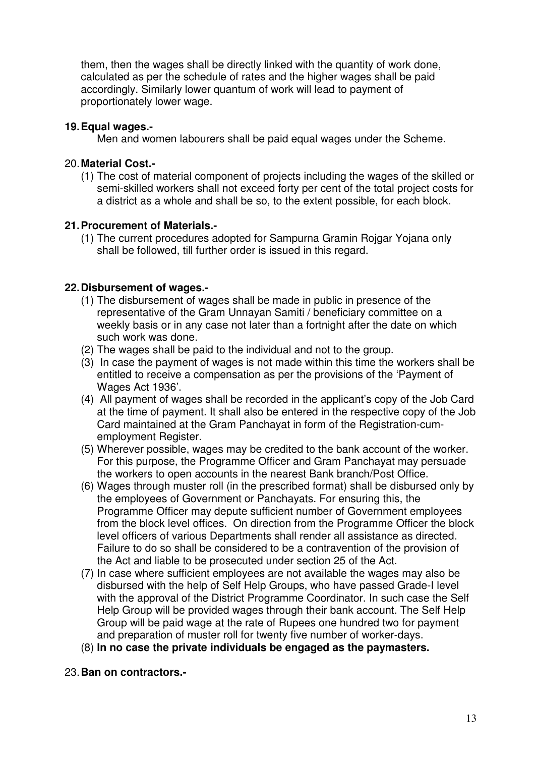them, then the wages shall be directly linked with the quantity of work done, calculated as per the schedule of rates and the higher wages shall be paid accordingly. Similarly lower quantum of work will lead to payment of proportionately lower wage.

**19. Equal wages.-**

Men and women labourers shall be paid equal wages under the Scheme.

20. **Material Cost.-**

(1) The cost of material component of projects including the wages of the skilled or semi-skilled workers shall not exceed forty per cent of the total project costs for a district as a whole and shall be so, to the extent possible, for each block.

**21. Procurement of Materials.-**

(1) The current procedures adopted for Sampurna Gramin Rojgar Yojana only shall be followed, till further order is issued in this regard.

**22. Disbursement of wages.-**

(1) The disbursement of wages shall be made in public in presence of the representative of the Gram Unnayan Samiti / beneficiary committee on a weekly basis or in any case not later than a fortnight after the date on which such work was done.
(2) The wages shall be paid to the individual and not to the group.
(3) In case the payment of wages is not made within this time the workers shall be entitled to receive a compensation as per the provisions of the 'Payment of Wages Act 1936'.
(4) All payment of wages shall be recorded in the applicant's copy of the Job Card at the time of payment. It shall also be entered in the respective copy of the Job Card maintained at the Gram Panchayat in form of the Registration-cum-employment Register.
(5) Wherever possible, wages may be credited to the bank account of the worker. For this purpose, the Programme Officer and Gram Panchayat may persuade the workers to open accounts in the nearest Bank branch/Post Office.
(6) Wages through muster roll (in the prescribed format) shall be disbursed only by the employees of Government or Panchayats. For ensuring this, the Programme Officer may depute sufficient number of Government employees from the block level offices. On direction from the Programme Officer the block level officers of various Departments shall render all assistance as directed. Failure to do so shall be considered to be a contravention of the provision of the Act and liable to be prosecuted under section 25 of the Act.
(7) In case where sufficient employees are not available the wages may also be disbursed with the help of Self Help Groups, who have passed Grade-I level with the approval of the District Programme Coordinator. In such case the Self Help Group will be provided wages through their bank account. The Self Help Group will be paid wage at the rate of Rupees one hundred two for payment and preparation of muster roll for twenty five number of worker-days.
(8) **In no case the private individuals be engaged as the paymasters.**

23. **Ban on contractors.-**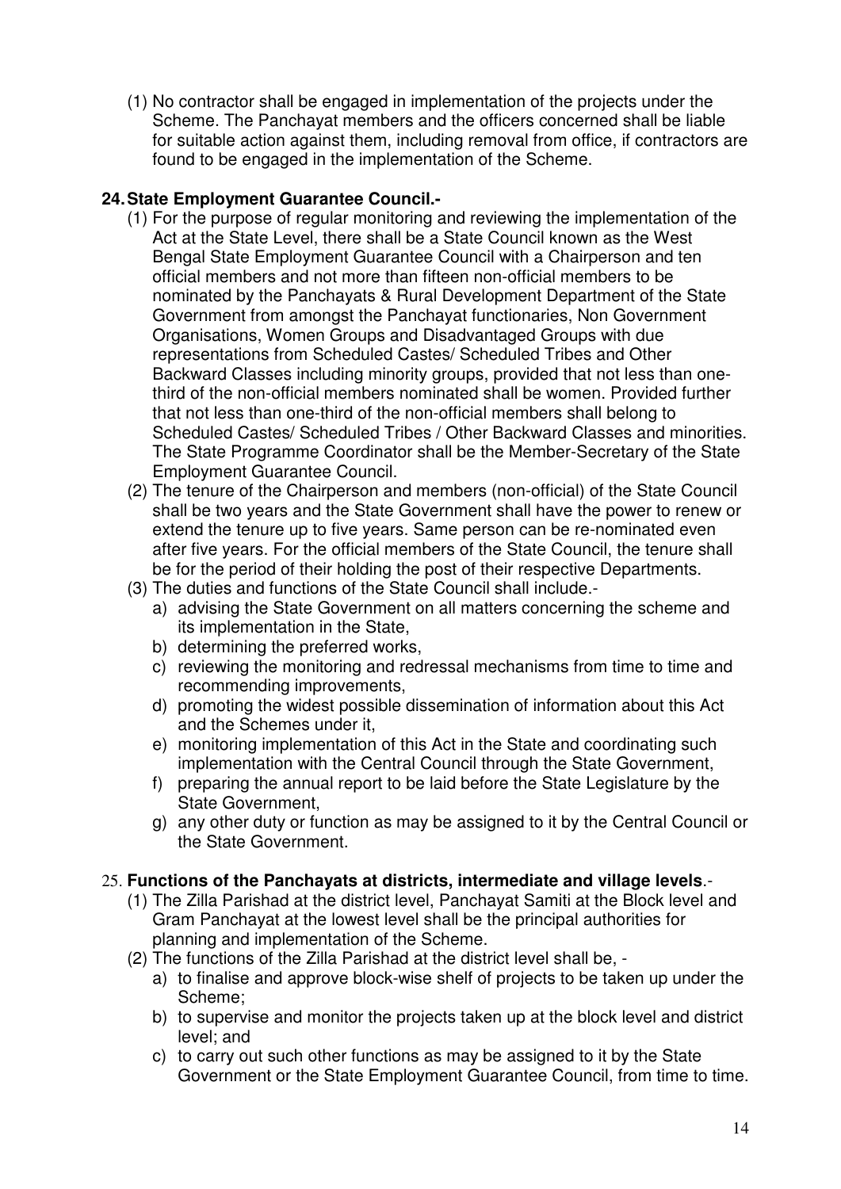(1) No contractor shall be engaged in implementation of the projects under the Scheme. The Panchayat members and the officers concerned shall be liable for suitable action against them, including removal from office, if contractors are found to be engaged in the implementation of the Scheme.

## 24. State Employment Guarantee Council.-

(1) For the purpose of regular monitoring and reviewing the implementation of the Act at the State Level, there shall be a State Council known as the West Bengal State Employment Guarantee Council with a Chairperson and ten official members and not more than fifteen non-official members to be nominated by the Panchayats & Rural Development Department of the State Government from amongst the Panchayat functionaries, Non Government Organisations, Women Groups and Disadvantaged Groups with due representations from Scheduled Castes/ Scheduled Tribes and Other Backward Classes including minority groups, provided that not less than one-third of the non-official members nominated shall be women. Provided further that not less than one-third of the non-official members shall belong to Scheduled Castes/ Scheduled Tribes / Other Backward Classes and minorities. The State Programme Coordinator shall be the Member-Secretary of the State Employment Guarantee Council.

(2) The tenure of the Chairperson and members (non-official) of the State Council shall be two years and the State Government shall have the power to renew or extend the tenure up to five years. Same person can be re-nominated even after five years. For the official members of the State Council, the tenure shall be for the period of their holding the post of their respective Departments.

(3) The duties and functions of the State Council shall include.-

a) advising the State Government on all matters concerning the scheme and its implementation in the State,
b) determining the preferred works,
c) reviewing the monitoring and redressal mechanisms from time to time and recommending improvements,
d) promoting the widest possible dissemination of information about this Act and the Schemes under it,
e) monitoring implementation of this Act in the State and coordinating such implementation with the Central Council through the State Government,
f) preparing the annual report to be laid before the State Legislature by the State Government,
g) any other duty or function as may be assigned to it by the Central Council or the State Government.

## 25. Functions of the Panchayats at districts, intermediate and village levels.-

(1) The Zilla Parishad at the district level, Panchayat Samiti at the Block level and Gram Panchayat at the lowest level shall be the principal authorities for planning and implementation of the Scheme.

(2) The functions of the Zilla Parishad at the district level shall be, -

a) to finalise and approve block-wise shelf of projects to be taken up under the Scheme;
b) to supervise and monitor the projects taken up at the block level and district level; and
c) to carry out such other functions as may be assigned to it by the State Government or the State Employment Guarantee Council, from time to time.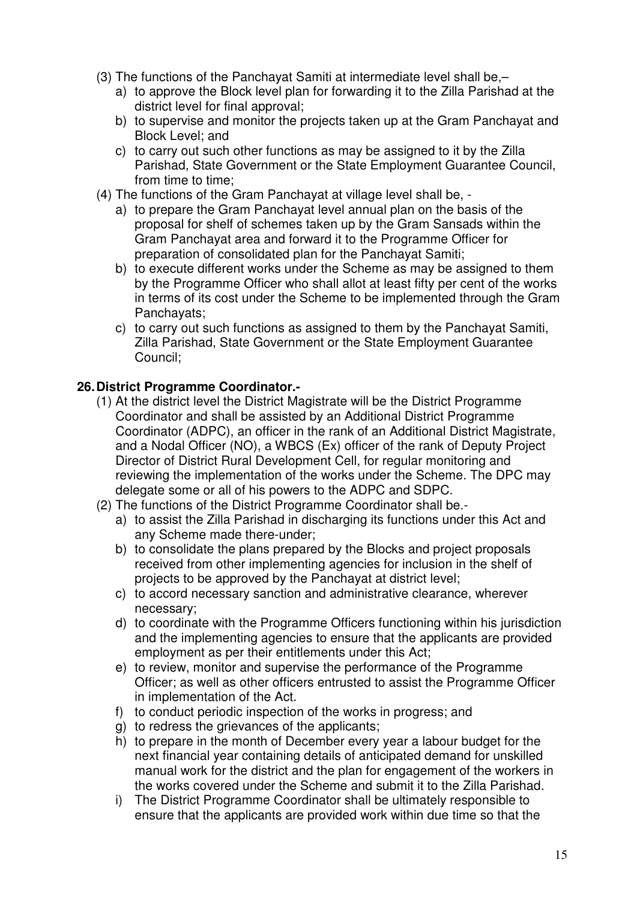(3) The functions of the Panchayat Samiti at intermediate level shall be,–

   a) to approve the Block level plan for forwarding it to the Zilla Parishad at the district level for final approval;
   b) to supervise and monitor the projects taken up at the Gram Panchayat and Block Level; and
   c) to carry out such other functions as may be assigned to it by the Zilla Parishad, State Government or the State Employment Guarantee Council, from time to time;

(4) The functions of the Gram Panchayat at village level shall be, -

   a) to prepare the Gram Panchayat level annual plan on the basis of the proposal for shelf of schemes taken up by the Gram Sansads within the Gram Panchayat area and forward it to the Programme Officer for preparation of consolidated plan for the Panchayat Samiti;
   b) to execute different works under the Scheme as may be assigned to them by the Programme Officer who shall allot at least fifty per cent of the works in terms of its cost under the Scheme to be implemented through the Gram Panchayats;
   c) to carry out such functions as assigned to them by the Panchayat Samiti, Zilla Parishad, State Government or the State Employment Guarantee Council;

**26. District Programme Coordinator.-**

(1) At the district level the District Magistrate will be the District Programme Coordinator and shall be assisted by an Additional District Programme Coordinator (ADPC), an officer in the rank of an Additional District Magistrate, and a Nodal Officer (NO), a WBCS (Ex) officer of the rank of Deputy Project Director of District Rural Development Cell, for regular monitoring and reviewing the implementation of the works under the Scheme. The DPC may delegate some or all of his powers to the ADPC and SDPC.

(2) The functions of the District Programme Coordinator shall be.-

   a) to assist the Zilla Parishad in discharging its functions under this Act and any Scheme made there-under;
   b) to consolidate the plans prepared by the Blocks and project proposals received from other implementing agencies for inclusion in the shelf of projects to be approved by the Panchayat at district level;
   c) to accord necessary sanction and administrative clearance, wherever necessary;
   d) to coordinate with the Programme Officers functioning within his jurisdiction and the implementing agencies to ensure that the applicants are provided employment as per their entitlements under this Act;
   e) to review, monitor and supervise the performance of the Programme Officer; as well as other officers entrusted to assist the Programme Officer in implementation of the Act.
   f) to conduct periodic inspection of the works in progress; and
   g) to redress the grievances of the applicants;
   h) to prepare in the month of December every year a labour budget for the next financial year containing details of anticipated demand for unskilled manual work for the district and the plan for engagement of the workers in the works covered under the Scheme and submit it to the Zilla Parishad.
   i) The District Programme Coordinator shall be ultimately responsible to ensure that the applicants are provided work within due time so that the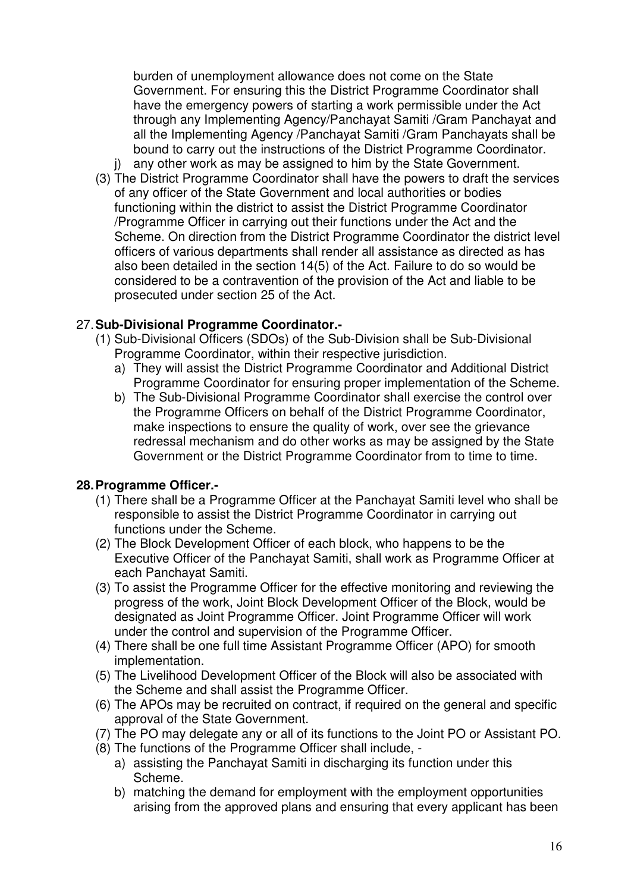burden of unemployment allowance does not come on the State Government. For ensuring this the District Programme Coordinator shall have the emergency powers of starting a work permissible under the Act through any Implementing Agency/Panchayat Samiti /Gram Panchayat and all the Implementing Agency /Panchayat Samiti /Gram Panchayats shall be bound to carry out the instructions of the District Programme Coordinator.

j) any other work as may be assigned to him by the State Government.

(3) The District Programme Coordinator shall have the powers to draft the services of any officer of the State Government and local authorities or bodies functioning within the district to assist the District Programme Coordinator /Programme Officer in carrying out their functions under the Act and the Scheme. On direction from the District Programme Coordinator the district level officers of various departments shall render all assistance as directed as has also been detailed in the section 14(5) of the Act. Failure to do so would be considered to be a contravention of the provision of the Act and liable to be prosecuted under section 25 of the Act.

27. **Sub-Divisional Programme Coordinator.-**

(1) Sub-Divisional Officers (SDOs) of the Sub-Division shall be Sub-Divisional Programme Coordinator, within their respective jurisdiction.

a) They will assist the District Programme Coordinator and Additional District Programme Coordinator for ensuring proper implementation of the Scheme.

b) The Sub-Divisional Programme Coordinator shall exercise the control over the Programme Officers on behalf of the District Programme Coordinator, make inspections to ensure the quality of work, over see the grievance redressal mechanism and do other works as may be assigned by the State Government or the District Programme Coordinator from to time to time.

**28. Programme Officer.-**

(1) There shall be a Programme Officer at the Panchayat Samiti level who shall be responsible to assist the District Programme Coordinator in carrying out functions under the Scheme.

(2) The Block Development Officer of each block, who happens to be the Executive Officer of the Panchayat Samiti, shall work as Programme Officer at each Panchayat Samiti.

(3) To assist the Programme Officer for the effective monitoring and reviewing the progress of the work, Joint Block Development Officer of the Block, would be designated as Joint Programme Officer. Joint Programme Officer will work under the control and supervision of the Programme Officer.

(4) There shall be one full time Assistant Programme Officer (APO) for smooth implementation.

(5) The Livelihood Development Officer of the Block will also be associated with the Scheme and shall assist the Programme Officer.

(6) The APOs may be recruited on contract, if required on the general and specific approval of the State Government.

(7) The PO may delegate any or all of its functions to the Joint PO or Assistant PO.

(8) The functions of the Programme Officer shall include, -

a) assisting the Panchayat Samiti in discharging its function under this Scheme.

b) matching the demand for employment with the employment opportunities arising from the approved plans and ensuring that every applicant has been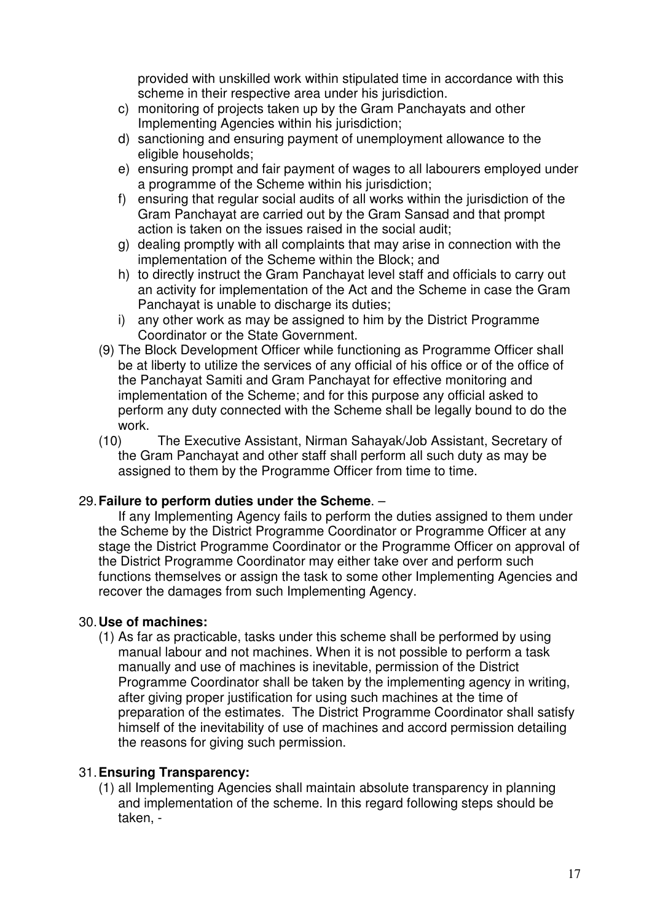provided with unskilled work within stipulated time in accordance with this scheme in their respective area under his jurisdiction.

c) monitoring of projects taken up by the Gram Panchayats and other Implementing Agencies within his jurisdiction;
d) sanctioning and ensuring payment of unemployment allowance to the eligible households;
e) ensuring prompt and fair payment of wages to all labourers employed under a programme of the Scheme within his jurisdiction;
f) ensuring that regular social audits of all works within the jurisdiction of the Gram Panchayat are carried out by the Gram Sansad and that prompt action is taken on the issues raised in the social audit;
g) dealing promptly with all complaints that may arise in connection with the implementation of the Scheme within the Block; and
h) to directly instruct the Gram Panchayat level staff and officials to carry out an activity for implementation of the Act and the Scheme in case the Gram Panchayat is unable to discharge its duties;
i) any other work as may be assigned to him by the District Programme Coordinator or the State Government.

(9) The Block Development Officer while functioning as Programme Officer shall be at liberty to utilize the services of any official of his office or of the office of the Panchayat Samiti and Gram Panchayat for effective monitoring and implementation of the Scheme; and for this purpose any official asked to perform any duty connected with the Scheme shall be legally bound to do the work.

(10) The Executive Assistant, Nirman Sahayak/Job Assistant, Secretary of the Gram Panchayat and other staff shall perform all such duty as may be assigned to them by the Programme Officer from time to time.

29. **Failure to perform duties under the Scheme**. –

If any Implementing Agency fails to perform the duties assigned to them under the Scheme by the District Programme Coordinator or Programme Officer at any stage the District Programme Coordinator or the Programme Officer on approval of the District Programme Coordinator may either take over and perform such functions themselves or assign the task to some other Implementing Agencies and recover the damages from such Implementing Agency.

30. **Use of machines:**

(1) As far as practicable, tasks under this scheme shall be performed by using manual labour and not machines. When it is not possible to perform a task manually and use of machines is inevitable, permission of the District Programme Coordinator shall be taken by the implementing agency in writing, after giving proper justification for using such machines at the time of preparation of the estimates. The District Programme Coordinator shall satisfy himself of the inevitability of use of machines and accord permission detailing the reasons for giving such permission.

31. **Ensuring Transparency:**

(1) all Implementing Agencies shall maintain absolute transparency in planning and implementation of the scheme. In this regard following steps should be taken, -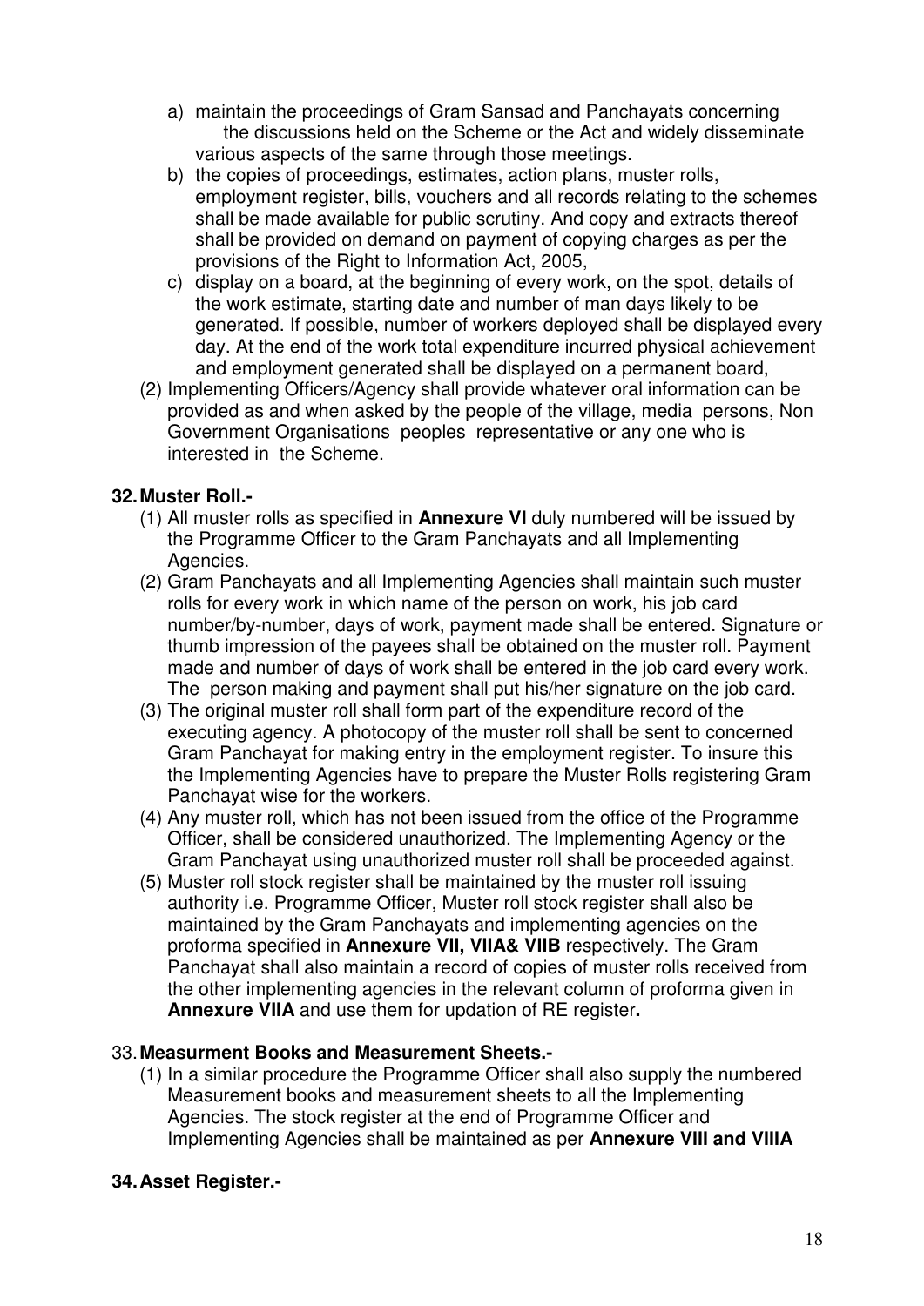a) maintain the proceedings of Gram Sansad and Panchayats concerning the discussions held on the Scheme or the Act and widely disseminate various aspects of the same through those meetings.

b) the copies of proceedings, estimates, action plans, muster rolls, employment register, bills, vouchers and all records relating to the schemes shall be made available for public scrutiny. And copy and extracts thereof shall be provided on demand on payment of copying charges as per the provisions of the Right to Information Act, 2005,

c) display on a board, at the beginning of every work, on the spot, details of the work estimate, starting date and number of man days likely to be generated. If possible, number of workers deployed shall be displayed every day. At the end of the work total expenditure incurred physical achievement and employment generated shall be displayed on a permanent board,

(2) Implementing Officers/Agency shall provide whatever oral information can be provided as and when asked by the people of the village, media persons, Non Government Organisations peoples representative or any one who is interested in the Scheme.

## 32. Muster Roll.-

(1) All muster rolls as specified in **Annexure VI** duly numbered will be issued by the Programme Officer to the Gram Panchayats and all Implementing Agencies.

(2) Gram Panchayats and all Implementing Agencies shall maintain such muster rolls for every work in which name of the person on work, his job card number/by-number, days of work, payment made shall be entered. Signature or thumb impression of the payees shall be obtained on the muster roll. Payment made and number of days of work shall be entered in the job card every work. The person making and payment shall put his/her signature on the job card.

(3) The original muster roll shall form part of the expenditure record of the executing agency. A photocopy of the muster roll shall be sent to concerned Gram Panchayat for making entry in the employment register. To insure this the Implementing Agencies have to prepare the Muster Rolls registering Gram Panchayat wise for the workers.

(4) Any muster roll, which has not been issued from the office of the Programme Officer, shall be considered unauthorized. The Implementing Agency or the Gram Panchayat using unauthorized muster roll shall be proceeded against.

(5) Muster roll stock register shall be maintained by the muster roll issuing authority i.e. Programme Officer, Muster roll stock register shall also be maintained by the Gram Panchayats and implementing agencies on the proforma specified in **Annexure VII, VIIA& VIIB** respectively. The Gram Panchayat shall also maintain a record of copies of muster rolls received from the other implementing agencies in the relevant column of proforma given in **Annexure VIIA** and use them for updation of RE register**.**

## 33. Measurment Books and Measurement Sheets.-

(1) In a similar procedure the Programme Officer shall also supply the numbered Measurement books and measurement sheets to all the Implementing Agencies. The stock register at the end of Programme Officer and Implementing Agencies shall be maintained as per **Annexure VIII and VIIIA**

## 34. Asset Register.-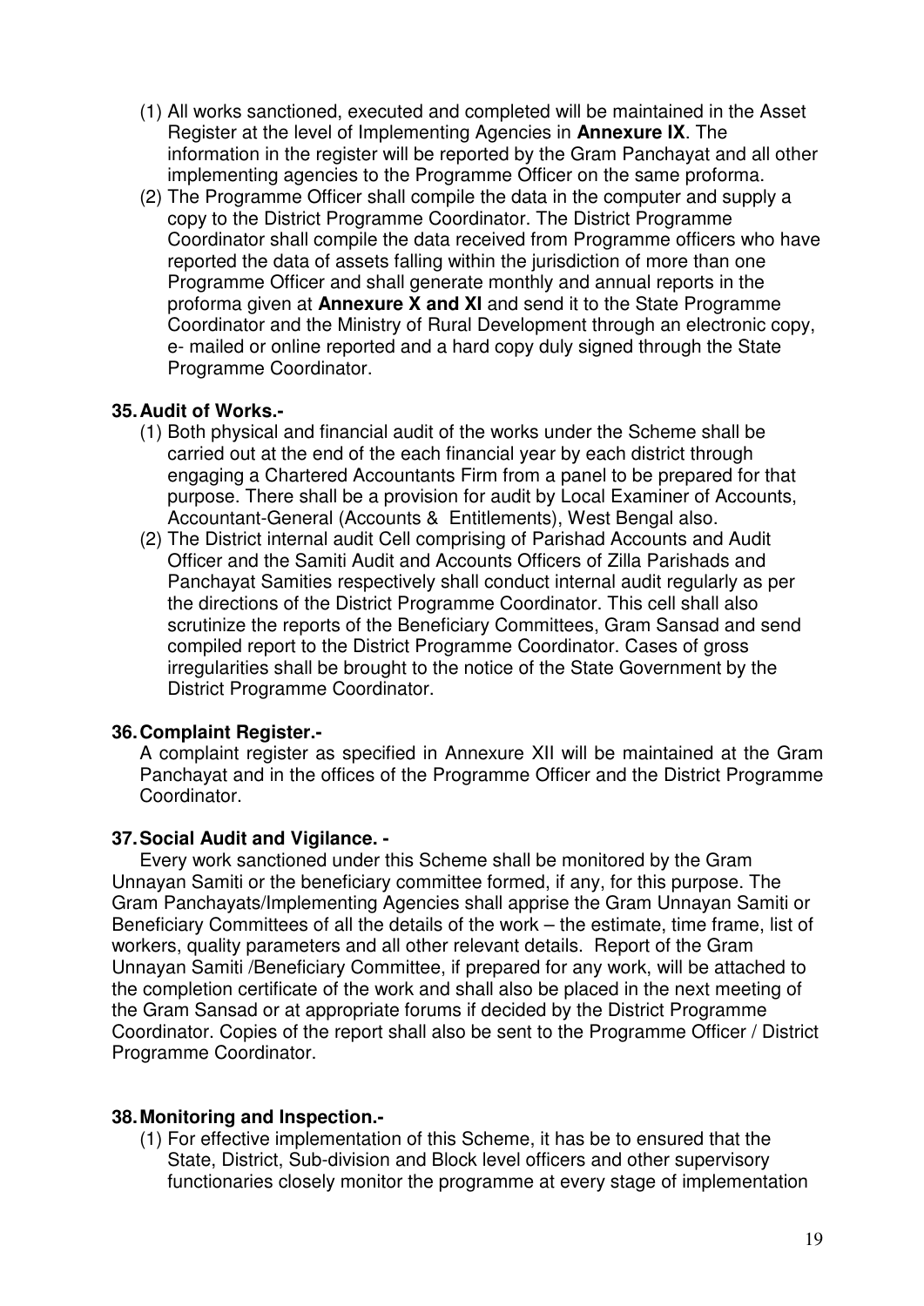(1) All works sanctioned, executed and completed will be maintained in the Asset Register at the level of Implementing Agencies in **Annexure IX**. The information in the register will be reported by the Gram Panchayat and all other implementing agencies to the Programme Officer on the same proforma.

(2) The Programme Officer shall compile the data in the computer and supply a copy to the District Programme Coordinator. The District Programme Coordinator shall compile the data received from Programme officers who have reported the data of assets falling within the jurisdiction of more than one Programme Officer and shall generate monthly and annual reports in the proforma given at **Annexure X and XI** and send it to the State Programme Coordinator and the Ministry of Rural Development through an electronic copy, e- mailed or online reported and a hard copy duly signed through the State Programme Coordinator.

**35. Audit of Works.-**

(1) Both physical and financial audit of the works under the Scheme shall be carried out at the end of the each financial year by each district through engaging a Chartered Accountants Firm from a panel to be prepared for that purpose. There shall be a provision for audit by Local Examiner of Accounts, Accountant-General (Accounts & Entitlements), West Bengal also.

(2) The District internal audit Cell comprising of Parishad Accounts and Audit Officer and the Samiti Audit and Accounts Officers of Zilla Parishads and Panchayat Samities respectively shall conduct internal audit regularly as per the directions of the District Programme Coordinator. This cell shall also scrutinize the reports of the Beneficiary Committees, Gram Sansad and send compiled report to the District Programme Coordinator. Cases of gross irregularities shall be brought to the notice of the State Government by the District Programme Coordinator.

**36. Complaint Register.-**

A complaint register as specified in Annexure XII will be maintained at the Gram Panchayat and in the offices of the Programme Officer and the District Programme Coordinator.

**37. Social Audit and Vigilance. -**

Every work sanctioned under this Scheme shall be monitored by the Gram Unnayan Samiti or the beneficiary committee formed, if any, for this purpose. The Gram Panchayats/Implementing Agencies shall apprise the Gram Unnayan Samiti or Beneficiary Committees of all the details of the work – the estimate, time frame, list of workers, quality parameters and all other relevant details. Report of the Gram Unnayan Samiti /Beneficiary Committee, if prepared for any work, will be attached to the completion certificate of the work and shall also be placed in the next meeting of the Gram Sansad or at appropriate forums if decided by the District Programme Coordinator. Copies of the report shall also be sent to the Programme Officer / District Programme Coordinator.

**38. Monitoring and Inspection.-**

(1) For effective implementation of this Scheme, it has be to ensured that the State, District, Sub-division and Block level officers and other supervisory functionaries closely monitor the programme at every stage of implementation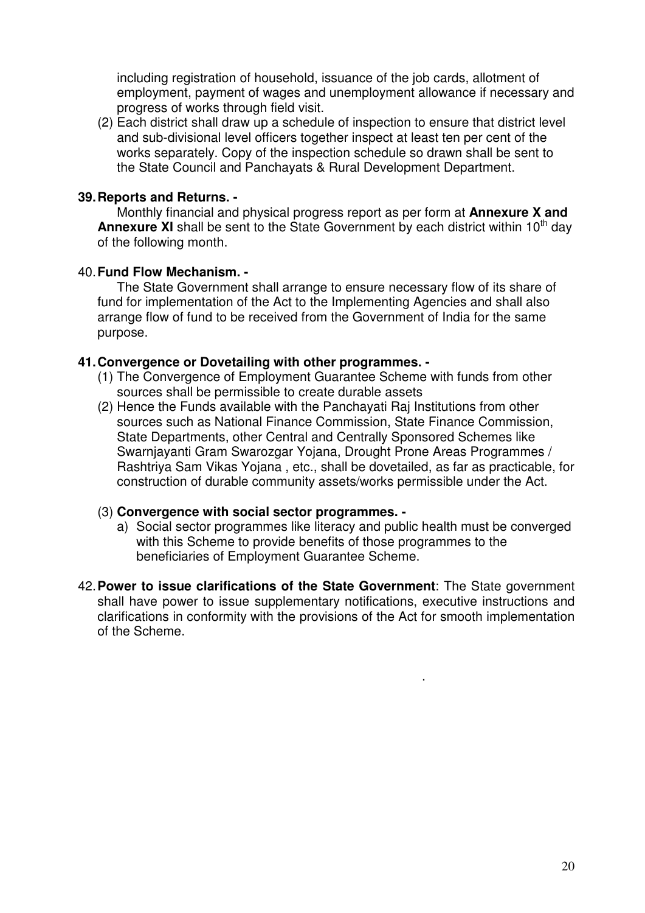including registration of household, issuance of the job cards, allotment of employment, payment of wages and unemployment allowance if necessary and progress of works through field visit.

(2) Each district shall draw up a schedule of inspection to ensure that district level and sub-divisional level officers together inspect at least ten per cent of the works separately. Copy of the inspection schedule so drawn shall be sent to the State Council and Panchayats & Rural Development Department.

**39. Reports and Returns. -**

Monthly financial and physical progress report as per form at **Annexure X and Annexure XI** shall be sent to the State Government by each district within 10th day of the following month.

40. **Fund Flow Mechanism. -**

The State Government shall arrange to ensure necessary flow of its share of fund for implementation of the Act to the Implementing Agencies and shall also arrange flow of fund to be received from the Government of India for the same purpose.

**41. Convergence or Dovetailing with other programmes. -**

(1) The Convergence of Employment Guarantee Scheme with funds from other sources shall be permissible to create durable assets

(2) Hence the Funds available with the Panchayati Raj Institutions from other sources such as National Finance Commission, State Finance Commission, State Departments, other Central and Centrally Sponsored Schemes like Swarnjayanti Gram Swarozgar Yojana, Drought Prone Areas Programmes / Rashtriya Sam Vikas Yojana , etc., shall be dovetailed, as far as practicable, for construction of durable community assets/works permissible under the Act.

(3) **Convergence with social sector programmes. -**

a) Social sector programmes like literacy and public health must be converged with this Scheme to provide benefits of those programmes to the beneficiaries of Employment Guarantee Scheme.

42. **Power to issue clarifications of the State Government**: The State government shall have power to issue supplementary notifications, executive instructions and clarifications in conformity with the provisions of the Act for smooth implementation of the Scheme.